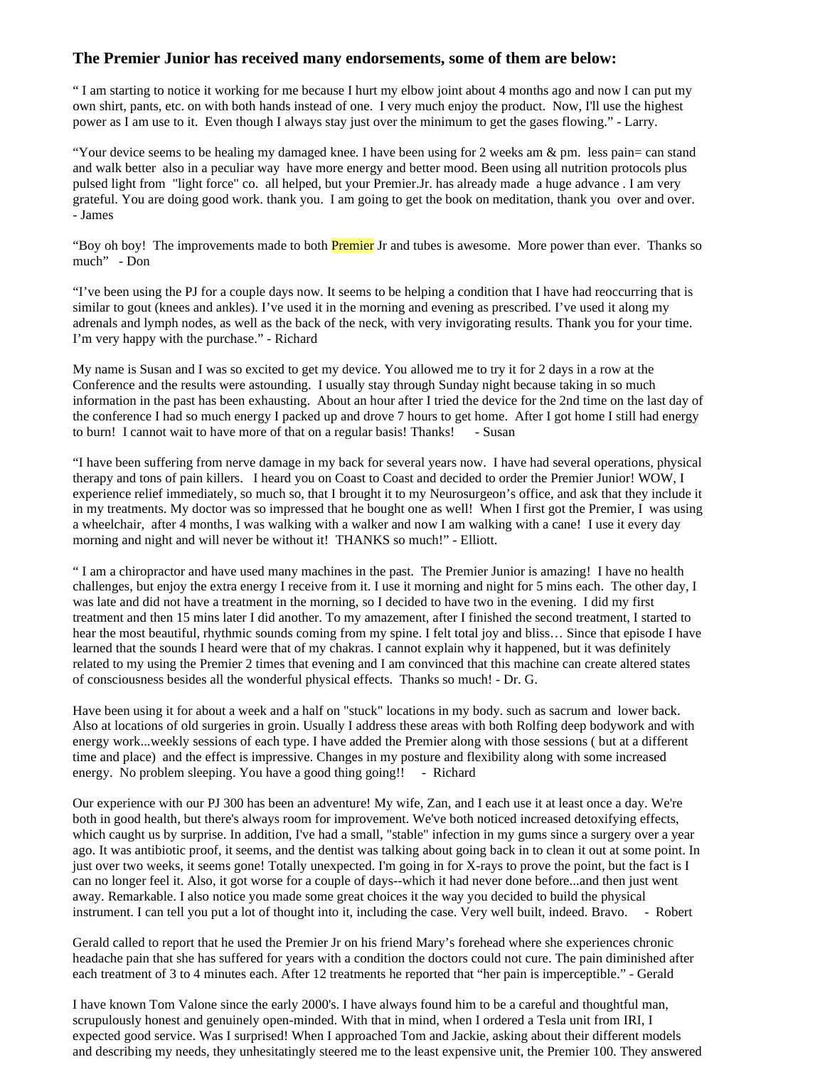### The Premier Junior has received many endorsements, some of them are below:

" I am starting to notice it working for me because I hurt my elbow joint about 4 months ago and now I can put my own shirt, pants, etc. on with both hands instead of one. I very much enjoy the product. Now, I'll use the highest power as I am use to it. Even though I always stay just over the minimum to get the gases flowing." - Larry.

"Your device seems to be healing my damaged knee. I have been using for 2 weeks am & pm. less pain= can stand and walk better also in a peculiar way have more energy and better mood. Been using all nutrition protocols plus pulsed light from "light force" co. all helped, but your Premier.Jr. has already made a huge advance . I am very grateful. You are doing good work. thank you. I am going to get the book on meditation, thank you over and over. - James

"Boy oh boy! The improvements made to both Premier Jr and tubes is awesome. More power than ever. Thanks so much" - Don

"I've been using the PJ for a couple days now. It seems to be helping a condition that I have had reoccurring that is similar to gout (knees and ankles). I've used it in the morning and evening as prescribed. I've used it along my adrenals and lymph nodes, as well as the back of the neck, with very invigorating results. Thank you for your time. I'm very happy with the purchase." - Richard

My name is Susan and I was so excited to get my device. You allowed me to try it for 2 days in a row at the Conference and the results were astounding. I usually stay through Sunday night because taking in so much information in the past has been exhausting. About an hour after I tried the device for the 2nd time on the last day of the conference I had so much energy I packed up and drove 7 hours to get home. After I got home I still had energy to burn! I cannot wait to have more of that on a regular basis! Thanks! - Susan

"I have been suffering from nerve damage in my back for several years now. I have had several operations, physical therapy and tons of pain killers. I heard you on Coast to Coast and decided to order the Premier Junior! WOW, I experience relief immediately, so much so, that I brought it to my Neurosurgeon's office, and ask that they include it in my treatments. My doctor was so impressed that he bought one as well! When I first got the Premier, I was using a wheelchair, after 4 months, I was walking with a walker and now I am walking with a cane! I use it every day morning and night and will never be without it! THANKS so much!" - Elliott.

" I am a chiropractor and have used many machines in the past. The Premier Junior is amazing! I have no health challenges, but enjoy the extra energy I receive from it. I use it morning and night for 5 mins each. The other day, I was late and did not have a treatment in the morning, so I decided to have two in the evening. I did my first treatment and then 15 mins later I did another. To my amazement, after I finished the second treatment, I started to hear the most beautiful, rhythmic sounds coming from my spine. I felt total joy and bliss… Since that episode I have learned that the sounds I heard were that of my chakras. I cannot explain why it happened, but it was definitely related to my using the Premier 2 times that evening and I am convinced that this machine can create altered states of consciousness besides all the wonderful physical effects. Thanks so much! - Dr. G.

Have been using it for about a week and a half on "stuck" locations in my body. such as sacrum and lower back. Also at locations of old surgeries in groin. Usually I address these areas with both Rolfing deep bodywork and with energy work...weekly sessions of each type. I have added the Premier along with those sessions ( but at a different time and place) and the effect is impressive. Changes in my posture and flexibility along with some increased energy. No problem sleeping. You have a good thing going!! - Richard

Our experience with our PJ 300 has been an adventure! My wife, Zan, and I each use it at least once a day. We're both in good health, but there's always room for improvement. We've both noticed increased detoxifying effects, which caught us by surprise. In addition, I've had a small, "stable" infection in my gums since a surgery over a year ago. It was antibiotic proof, it seems, and the dentist was talking about going back in to clean it out at some point. In just over two weeks, it seems gone! Totally unexpected. I'm going in for X-rays to prove the point, but the fact is I can no longer feel it. Also, it got worse for a couple of days--which it had never done before...and then just went away. Remarkable. I also notice you made some great choices it the way you decided to build the physical instrument. I can tell you put a lot of thought into it, including the case. Very well built, indeed. Bravo. - Robert

Gerald called to report that he used the Premier Jr on his friend Mary's forehead where she experiences chronic headache pain that she has suffered for years with a condition the doctors could not cure. The pain diminished after each treatment of 3 to 4 minutes each. After 12 treatments he reported that "her pain is imperceptible." - Gerald

I have known Tom Valone since the early 2000's. I have always found him to be a careful and thoughtful man, scrupulously honest and genuinely open-minded. With that in mind, when I ordered a Tesla unit from IRI, I expected good service. Was I surprised! When I approached Tom and Jackie, asking about their different models and describing my needs, they unhesitatingly steered me to the least expensive unit, the Premier 100. They answered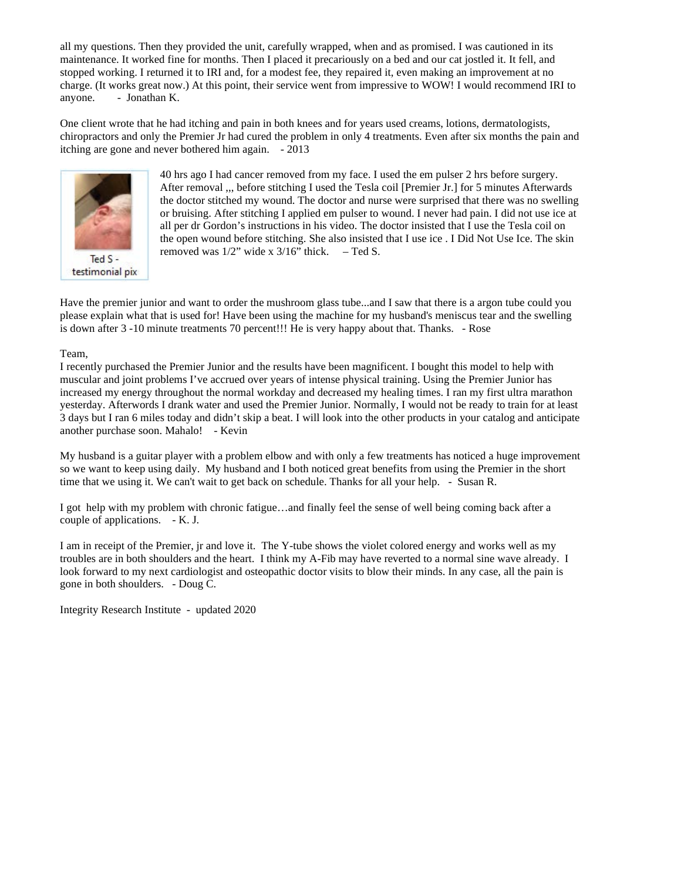all my questions. Then they provided the unit, carefully wrapped, when and as promised. I was cautioned in its maintenance. It worked fine for months. Then I placed it precariously on a bed and our cat jostled it. It fell, and stopped working. I returned it to IRI and, for a modest fee, they repaired it, even making an improvement at no charge. (It works great now.) At this point, their service went from impressive to WOW! I would recommend IRI to anyone.  - Jonathan K.

One client wrote that he had itching and pain in both knees and for years used creams, lotions, dermatologists, chiropractors and only the Premier Jr had cured the problem in only 4 treatments. Even after six months the pain and itching are gone and never bothered him again.  - 2013

Ted S - testimonial pix

40 hrs ago I had cancer removed from my face. I used the em pulser 2 hrs before surgery. After removal ,,, before stitching I used the Tesla coil [Premier Jr.] for 5 minutes Afterwards the doctor stitched my wound. The doctor and nurse were surprised that there was no swelling or bruising. After stitching I applied em pulser to wound. I never had pain. I did not use ice at all per dr Gordon's instructions in his video. The doctor insisted that I use the Tesla coil on the open wound before stitching. She also insisted that I use ice . I Did Not Use Ice. The skin removed was 1/2" wide x 3/16" thick.  – Ted S.

Have the premier junior and want to order the mushroom glass tube...and I saw that there is a argon tube could you please explain what that is used for! Have been using the machine for my husband's meniscus tear and the swelling is down after 3 -10 minute treatments 70 percent!!! He is very happy about that. Thanks.  - Rose

Team,
I recently purchased the Premier Junior and the results have been magnificent. I bought this model to help with muscular and joint problems I've accrued over years of intense physical training. Using the Premier Junior has increased my energy throughout the normal workday and decreased my healing times. I ran my first ultra marathon yesterday. Afterwords I drank water and used the Premier Junior. Normally, I would not be ready to train for at least 3 days but I ran 6 miles today and didn't skip a beat. I will look into the other products in your catalog and anticipate another purchase soon. Mahalo!  - Kevin

My husband is a guitar player with a problem elbow and with only a few treatments has noticed a huge improvement so we want to keep using daily. My husband and I both noticed great benefits from using the Premier in the short time that we using it. We can't wait to get back on schedule. Thanks for all your help.  - Susan R.

I got help with my problem with chronic fatigue…and finally feel the sense of well being coming back after a couple of applications.  - K. J.

I am in receipt of the Premier, jr and love it. The Y-tube shows the violet colored energy and works well as my troubles are in both shoulders and the heart. I think my A-Fib may have reverted to a normal sine wave already. I look forward to my next cardiologist and osteopathic doctor visits to blow their minds. In any case, all the pain is gone in both shoulders.  - Doug C.

Integrity Research Institute - updated 2020